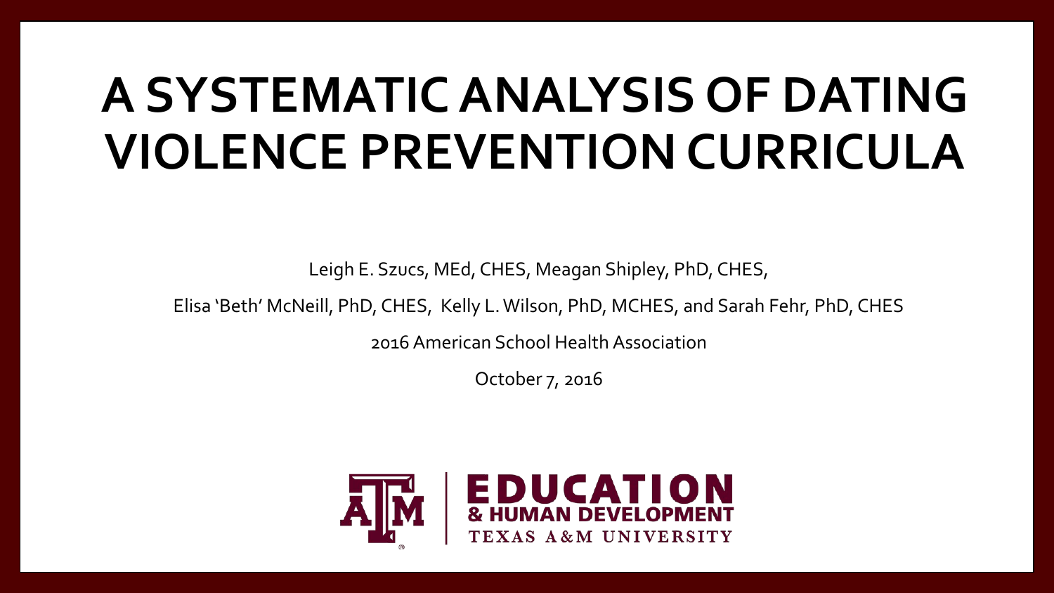# A SYSTEMATIC ANALYSIS OF DATING VIOLENCE PREVENTION CURRICULA

Leigh E. Szucs, MEd, CHES, Meagan Shipley, PhD, CHES,

Elisa 'Beth' McNeill, PhD, CHES, Kelly L. Wilson, PhD, MCHES, and Sarah Fehr, PhD, CHES

2016 American School Health Association

October 7, 2016

EDUCATION
& HUMAN DEVELOPMENT
TEXAS A&M UNIVERSITY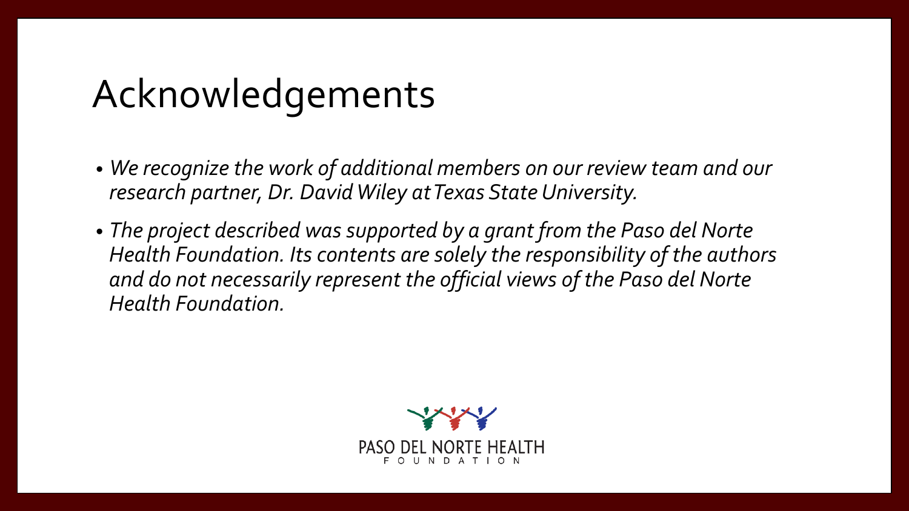# Acknowledgements

- *We recognize the work of additional members on our review team and our research partner, Dr. David Wiley at Texas State University.*
- *The project described was supported by a grant from the Paso del Norte Health Foundation. Its contents are solely the responsibility of the authors and do not necessarily represent the official views of the Paso del Norte Health Foundation.*

PASO DEL NORTE HEALTH FOUNDATION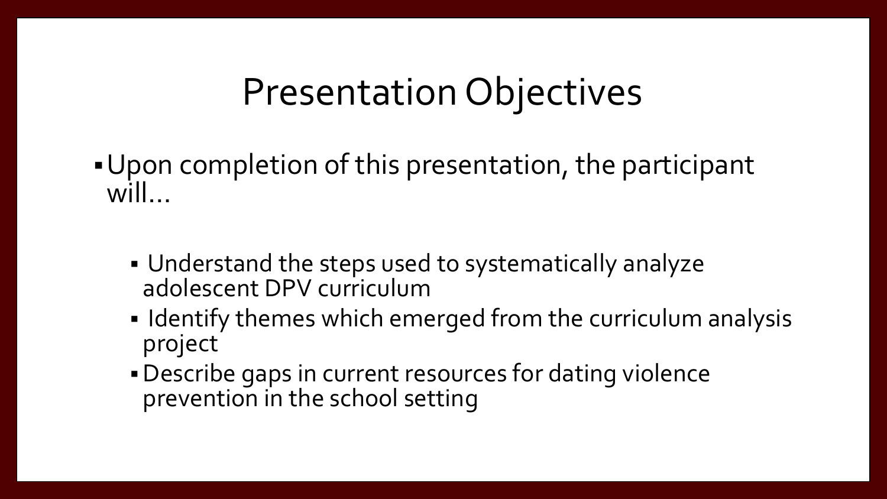# Presentation Objectives

- Upon completion of this presentation, the participant will…
  - Understand the steps used to systematically analyze adolescent DPV curriculum
  - Identify themes which emerged from the curriculum analysis project
  - Describe gaps in current resources for dating violence prevention in the school setting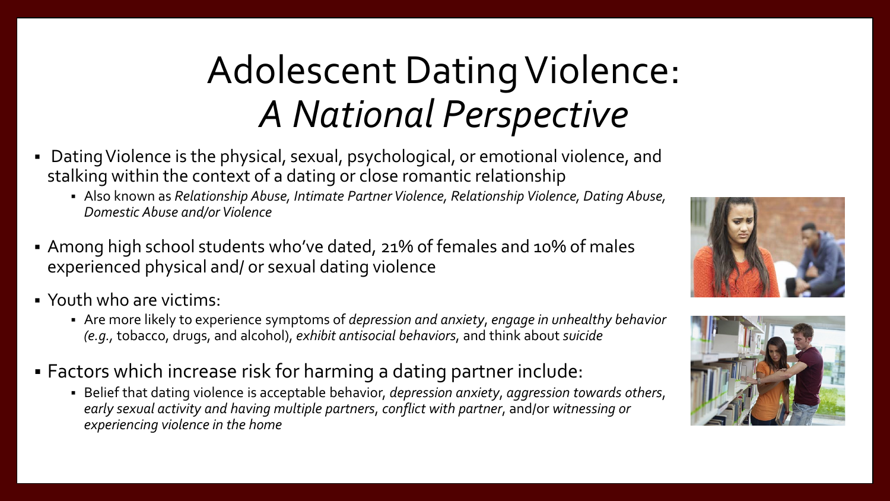# Adolescent Dating Violence: *A National Perspective*

- Dating Violence is the physical, sexual, psychological, or emotional violence, and stalking within the context of a dating or close romantic relationship
  - Also known as *Relationship Abuse, Intimate Partner Violence, Relationship Violence, Dating Abuse, Domestic Abuse and/or Violence*
- Among high school students who've dated, 21% of females and 10% of males experienced physical and/ or sexual dating violence
- Youth who are victims:
  - Are more likely to experience symptoms of *depression and anxiety*, *engage in unhealthy behavior (e.g.*, tobacco, drugs, and alcohol), *exhibit antisocial behaviors*, and think about *suicide*
- Factors which increase risk for harming a dating partner include:
  - Belief that dating violence is acceptable behavior, *depression anxiety*, *aggression towards others*, *early sexual activity and having multiple partners*, *conflict with partner*, and/or *witnessing or experiencing violence in the home*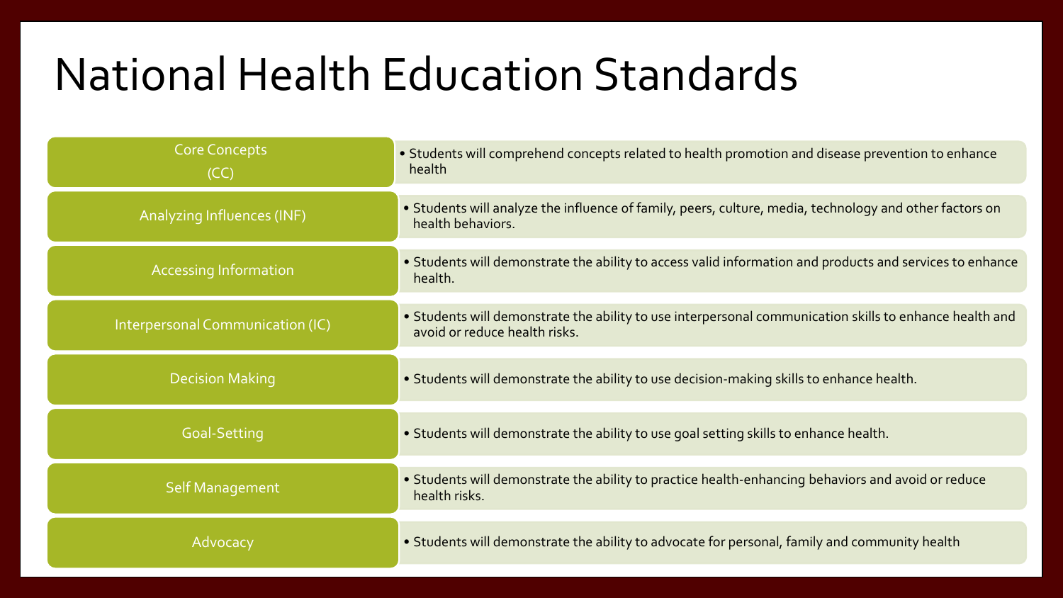# National Health Education Standards

| Standard | Description |
|---|---|
| Core Concepts (CC) | • Students will comprehend concepts related to health promotion and disease prevention to enhance health |
| Analyzing Influences (INF) | • Students will analyze the influence of family, peers, culture, media, technology and other factors on health behaviors. |
| Accessing Information | • Students will demonstrate the ability to access valid information and products and services to enhance health. |
| Interpersonal Communication (IC) | • Students will demonstrate the ability to use interpersonal communication skills to enhance health and avoid or reduce health risks. |
| Decision Making | • Students will demonstrate the ability to use decision-making skills to enhance health. |
| Goal-Setting | • Students will demonstrate the ability to use goal setting skills to enhance health. |
| Self Management | • Students will demonstrate the ability to practice health-enhancing behaviors and avoid or reduce health risks. |
| Advocacy | • Students will demonstrate the ability to advocate for personal, family and community health |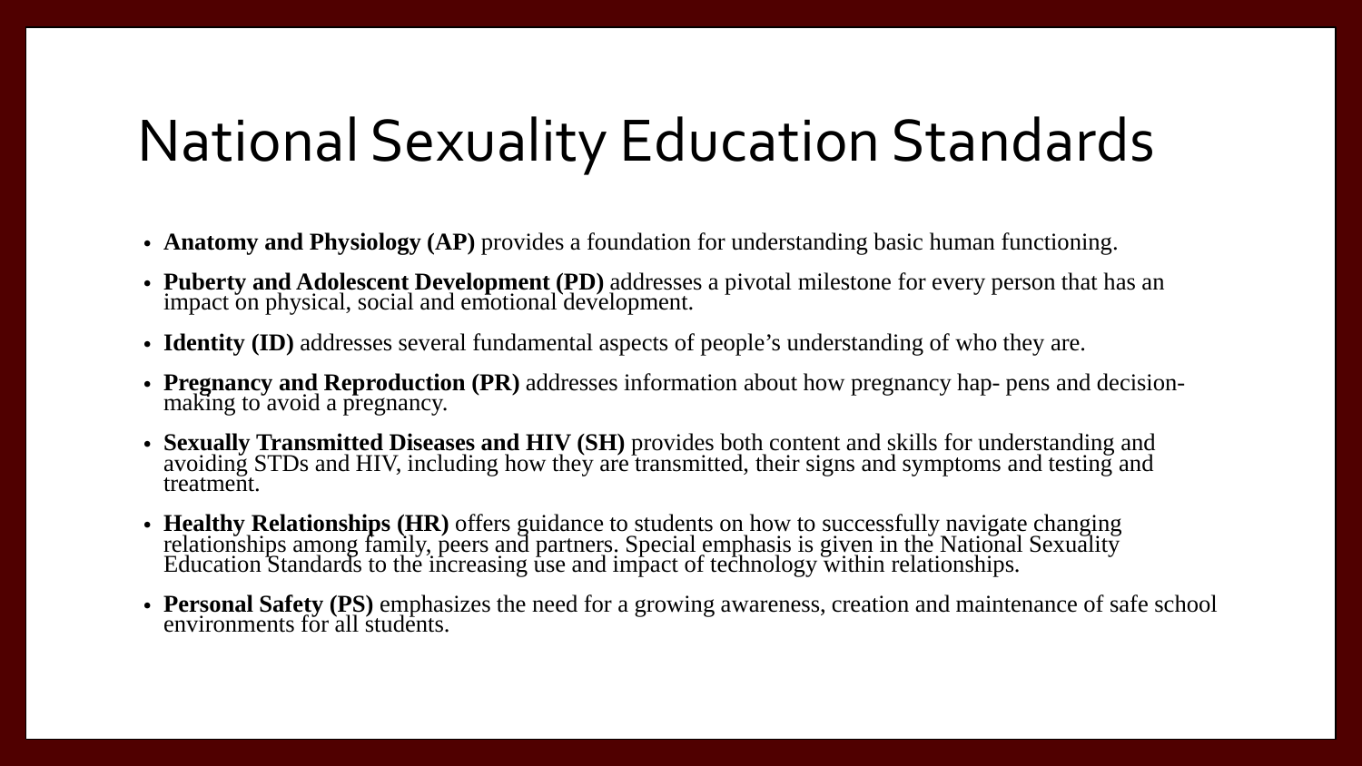# National Sexuality Education Standards

- **Anatomy and Physiology (AP)** provides a foundation for understanding basic human functioning.
- **Puberty and Adolescent Development (PD)** addresses a pivotal milestone for every person that has an impact on physical, social and emotional development.
- **Identity (ID)** addresses several fundamental aspects of people's understanding of who they are.
- **Pregnancy and Reproduction (PR)** addresses information about how pregnancy hap- pens and decision-making to avoid a pregnancy.
- **Sexually Transmitted Diseases and HIV (SH)** provides both content and skills for understanding and avoiding STDs and HIV, including how they are transmitted, their signs and symptoms and testing and treatment.
- **Healthy Relationships (HR)** offers guidance to students on how to successfully navigate changing relationships among family, peers and partners. Special emphasis is given in the National Sexuality Education Standards to the increasing use and impact of technology within relationships.
- **Personal Safety (PS)** emphasizes the need for a growing awareness, creation and maintenance of safe school environments for all students.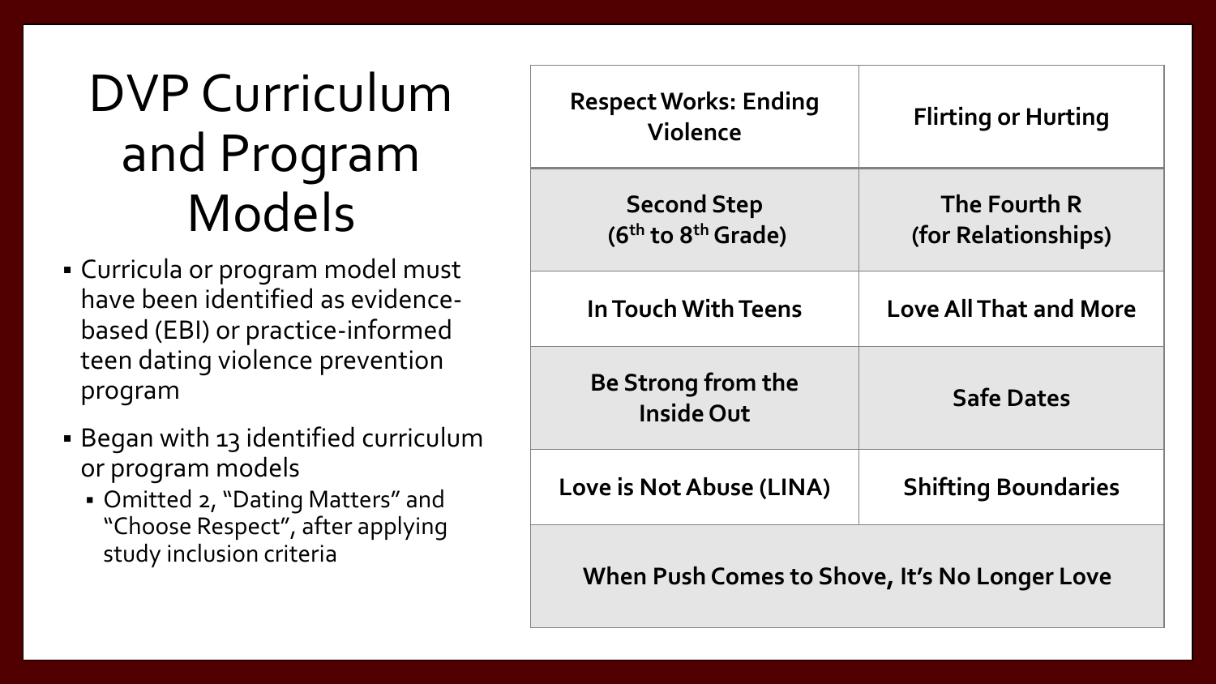# DVP Curriculum and Program Models

- Curricula or program model must have been identified as evidence-based (EBI) or practice-informed teen dating violence prevention program
- Began with 13 identified curriculum or program models
  - Omitted 2, "Dating Matters" and "Choose Respect", after applying study inclusion criteria

| | |
|---|---|
| **Respect Works: Ending Violence** | **Flirting or Hurting** |
| **Second Step (6th to 8th Grade)** | **The Fourth R (for Relationships)** |
| **In Touch With Teens** | **Love All That and More** |
| **Be Strong from the Inside Out** | **Safe Dates** |
| **Love is Not Abuse (LINA)** | **Shifting Boundaries** |
| **When Push Comes to Shove, It's No Longer Love** | |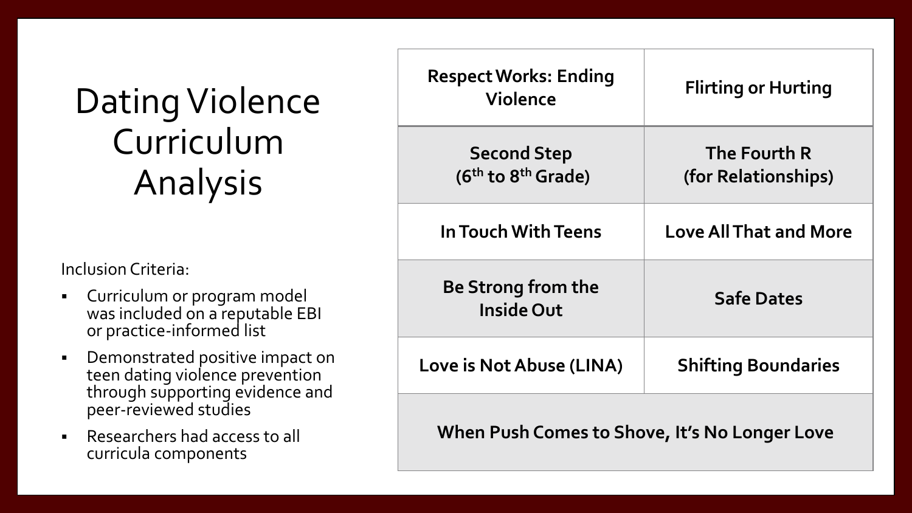# Dating Violence Curriculum Analysis

Inclusion Criteria:

- Curriculum or program model was included on a reputable EBI or practice-informed list
- Demonstrated positive impact on teen dating violence prevention through supporting evidence and peer-reviewed studies
- Researchers had access to all curricula components

| | |
|---|---|
| **Respect Works: Ending Violence** | **Flirting or Hurting** |
| **Second Step ($6^{th}$ to $8^{th}$ Grade)** | **The Fourth R (for Relationships)** |
| **In Touch With Teens** | **Love All That and More** |
| **Be Strong from the Inside Out** | **Safe Dates** |
| **Love is Not Abuse (LINA)** | **Shifting Boundaries** |
| **When Push Comes to Shove, It's No Longer Love** | |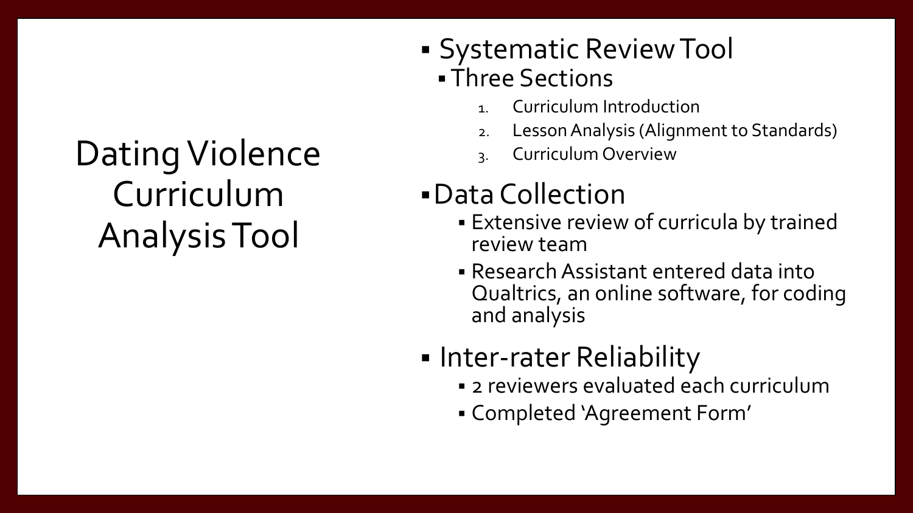# Dating Violence Curriculum Analysis Tool

- Systematic Review Tool
  - Three Sections
    1. Curriculum Introduction
    2. Lesson Analysis (Alignment to Standards)
    3. Curriculum Overview
- Data Collection
  - Extensive review of curricula by trained review team
  - Research Assistant entered data into Qualtrics, an online software, for coding and analysis
- Inter-rater Reliability
  - 2 reviewers evaluated each curriculum
  - Completed 'Agreement Form'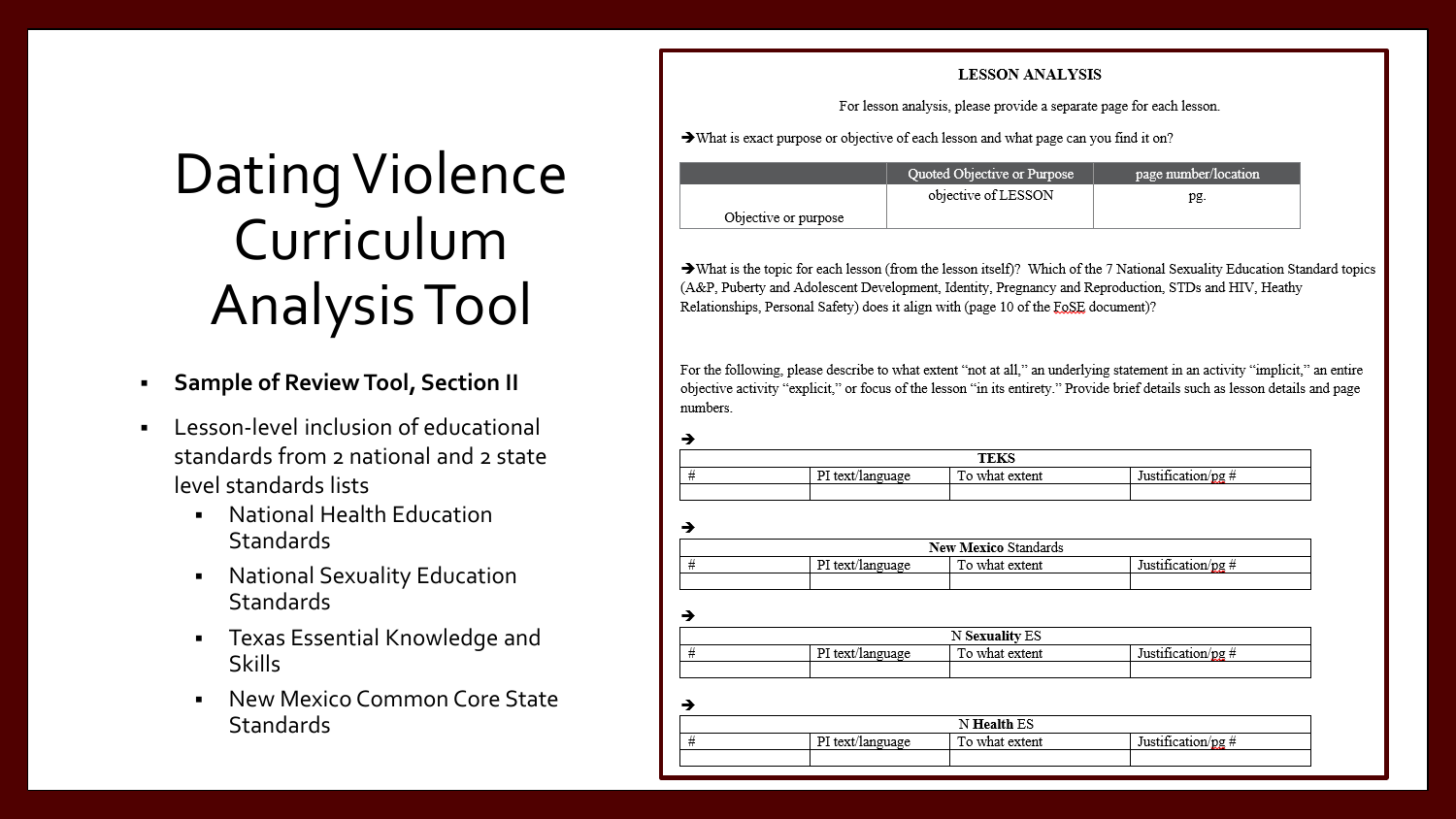# Dating Violence Curriculum Analysis Tool

- **Sample of Review Tool, Section II**
- Lesson-level inclusion of educational standards from 2 national and 2 state level standards lists
  - National Health Education Standards
  - National Sexuality Education Standards
  - Texas Essential Knowledge and Skills
  - New Mexico Common Core State Standards

## LESSON ANALYSIS

For lesson analysis, please provide a separate page for each lesson.

➔What is exact purpose or objective of each lesson and what page can you find it on?

| | Quoted Objective or Purpose | page number/location |
|---|---|---|
| Objective or purpose | objective of LESSON | pg. |

➔What is the topic for each lesson (from the lesson itself)? Which of the 7 National Sexuality Education Standard topics (A&P, Puberty and Adolescent Development, Identity, Pregnancy and Reproduction, STDs and HIV, Heathy Relationships, Personal Safety) does it align with (page 10 of the FoSE document)?

For the following, please describe to what extent "not at all," an underlying statement in an activity "implicit," an entire objective activity "explicit," or focus of the lesson "in its entirety." Provide brief details such as lesson details and page numbers.

➔

| TEKS | | | |
|---|---|---|---|
| # | PI text/language | To what extent | Justification/pg # |
| | | | |

➔

| New Mexico Standards | | | |
|---|---|---|---|
| # | PI text/language | To what extent | Justification/pg # |
| | | | |

➔

| N Sexuality ES | | | |
|---|---|---|---|
| # | PI text/language | To what extent | Justification/pg # |
| | | | |

➔

| N Health ES | | | |
|---|---|---|---|
| # | PI text/language | To what extent | Justification/pg # |
| | | | |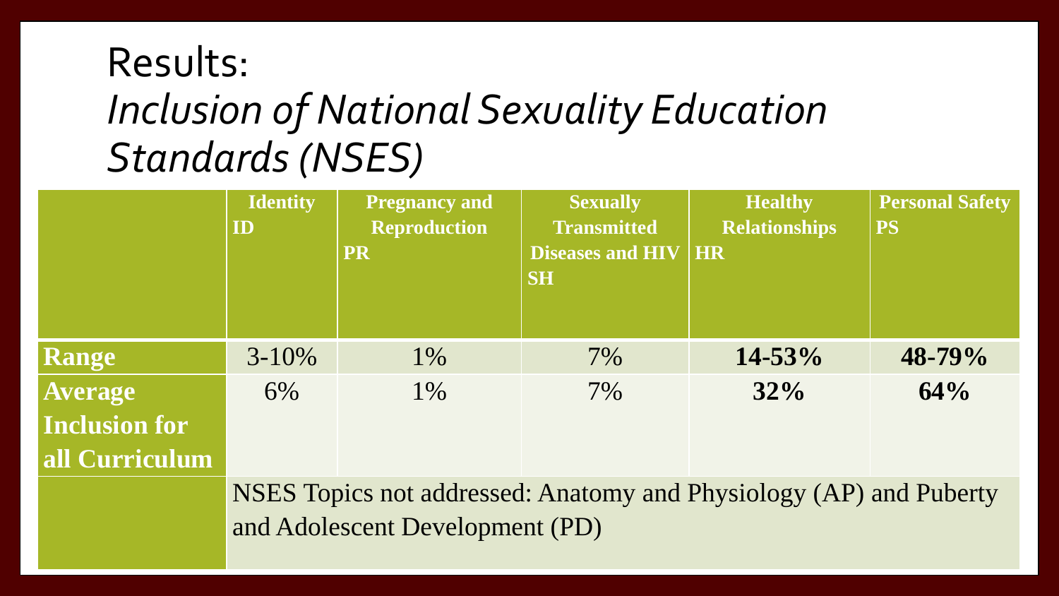# Results:
## *Inclusion of National Sexuality Education Standards (NSES)*

| | Identity ID | Pregnancy and Reproduction PR | Sexually Transmitted Diseases and HIV SH | Healthy Relationships HR | Personal Safety PS |
|---|---|---|---|---|---|
| **Range** | 3-10% | 1% | 7% | **14-53%** | **48-79%** |
| **Average Inclusion for all Curriculum** | 6% | 1% | 7% | **32%** | **64%** |
| | NSES Topics not addressed: Anatomy and Physiology (AP) and Puberty and Adolescent Development (PD) | | | | |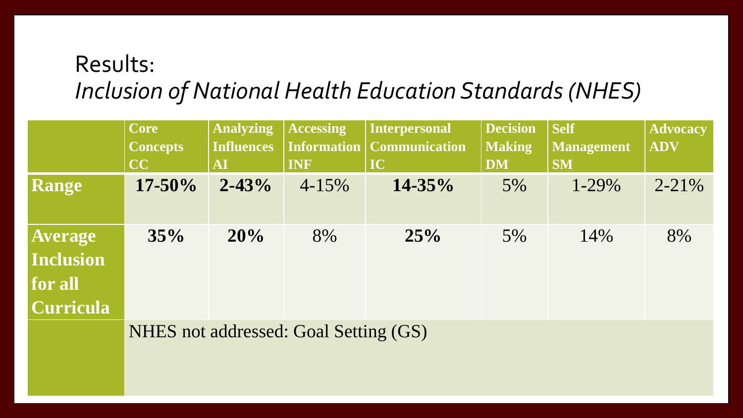# Results:

## *Inclusion of National Health Education Standards (NHES)*

| | Core Concepts CC | Analyzing Influences AI | Accessing Information INF | Interpersonal Communication IC | Decision Making DM | Self Management SM | Advocacy ADV |
|---|---|---|---|---|---|---|---|
| **Range** | **17-50%** | **2-43%** | 4-15% | **14-35%** | 5% | 1-29% | 2-21% |
| **Average Inclusion for all Curricula** | **35%** | **20%** | 8% | **25%** | 5% | 14% | 8% |
| | NHES not addressed: Goal Setting (GS) | | | | | | |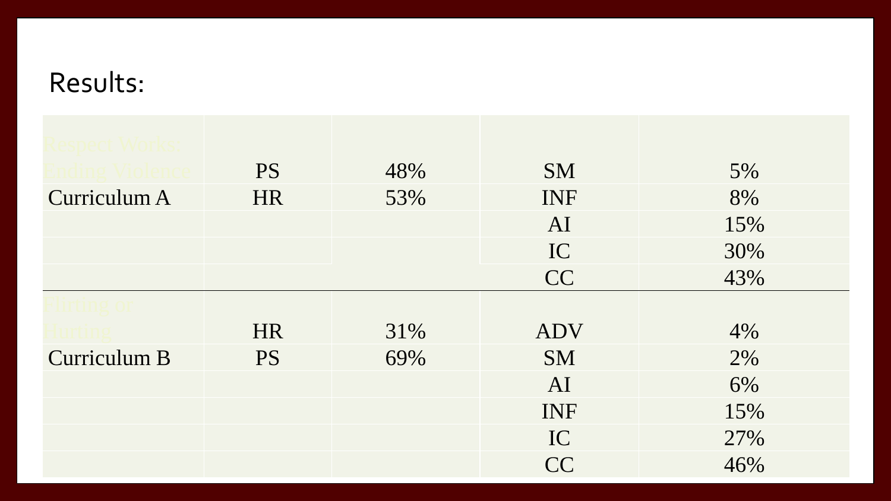# Results:

| | | | | |
|---|---|---|---|---|
| Respect Works: Ending Violence | PS | 48% | SM | 5% |
| Curriculum A | HR | 53% | INF | 8% |
| | | | AI | 15% |
| | | | IC | 30% |
| | | | CC | 43% |
| Flirting or Hurting | HR | 31% | ADV | 4% |
| Curriculum B | PS | 69% | SM | 2% |
| | | | AI | 6% |
| | | | INF | 15% |
| | | | IC | 27% |
| | | | CC | 46% |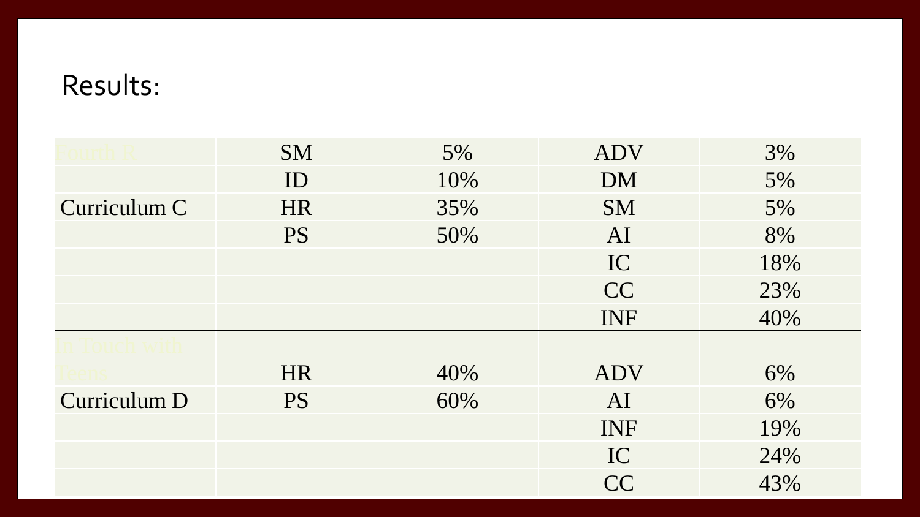## Results:

| | | | | |
|---|---|---|---|---|
| Fourth R | SM | 5% | ADV | 3% |
| | ID | 10% | DM | 5% |
| Curriculum C | HR | 35% | SM | 5% |
| | PS | 50% | AI | 8% |
| | | | IC | 18% |
| | | | CC | 23% |
| | | | INF | 40% |
| In Touch with Teens | HR | 40% | ADV | 6% |
| Curriculum D | PS | 60% | AI | 6% |
| | | | INF | 19% |
| | | | IC | 24% |
| | | | CC | 43% |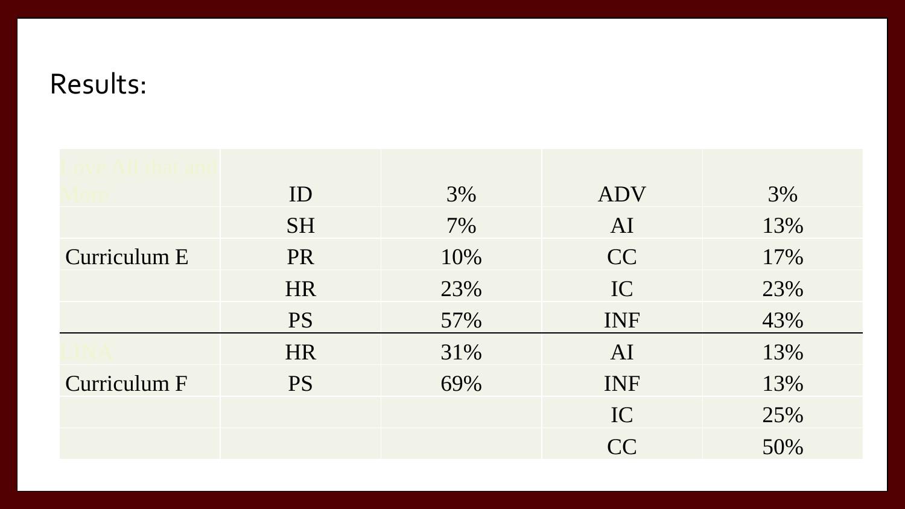# Results:

| Love All that and More | ID | 3% | ADV | 3% |
|---|---|---|---|---|
| | SH | 7% | AI | 13% |
| Curriculum E | PR | 10% | CC | 17% |
| | HR | 23% | IC | 23% |
| | PS | 57% | INF | 43% |
| UNA | HR | 31% | AI | 13% |
| Curriculum F | PS | 69% | INF | 13% |
| | | | IC | 25% |
| | | | CC | 50% |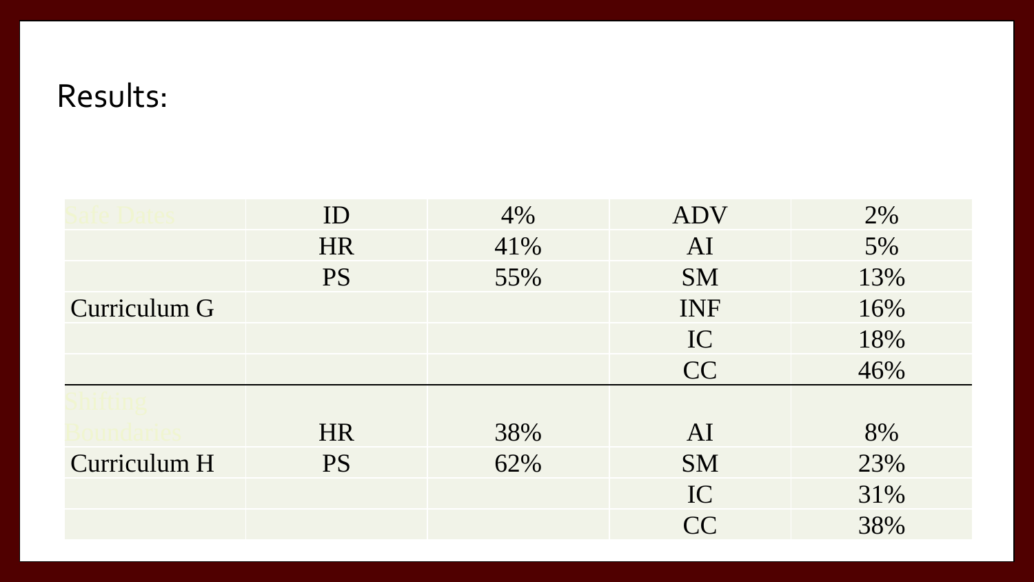# Results:

| | | | | |
|---|---|---|---|---|
| Safe Dates | ID | 4% | ADV | 2% |
| | HR | 41% | AI | 5% |
| | PS | 55% | SM | 13% |
| Curriculum G | | | INF | 16% |
| | | | IC | 18% |
| | | | CC | 46% |
| Shifting Boundaries | HR | 38% | AI | 8% |
| Curriculum H | PS | 62% | SM | 23% |
| | | | IC | 31% |
| | | | CC | 38% |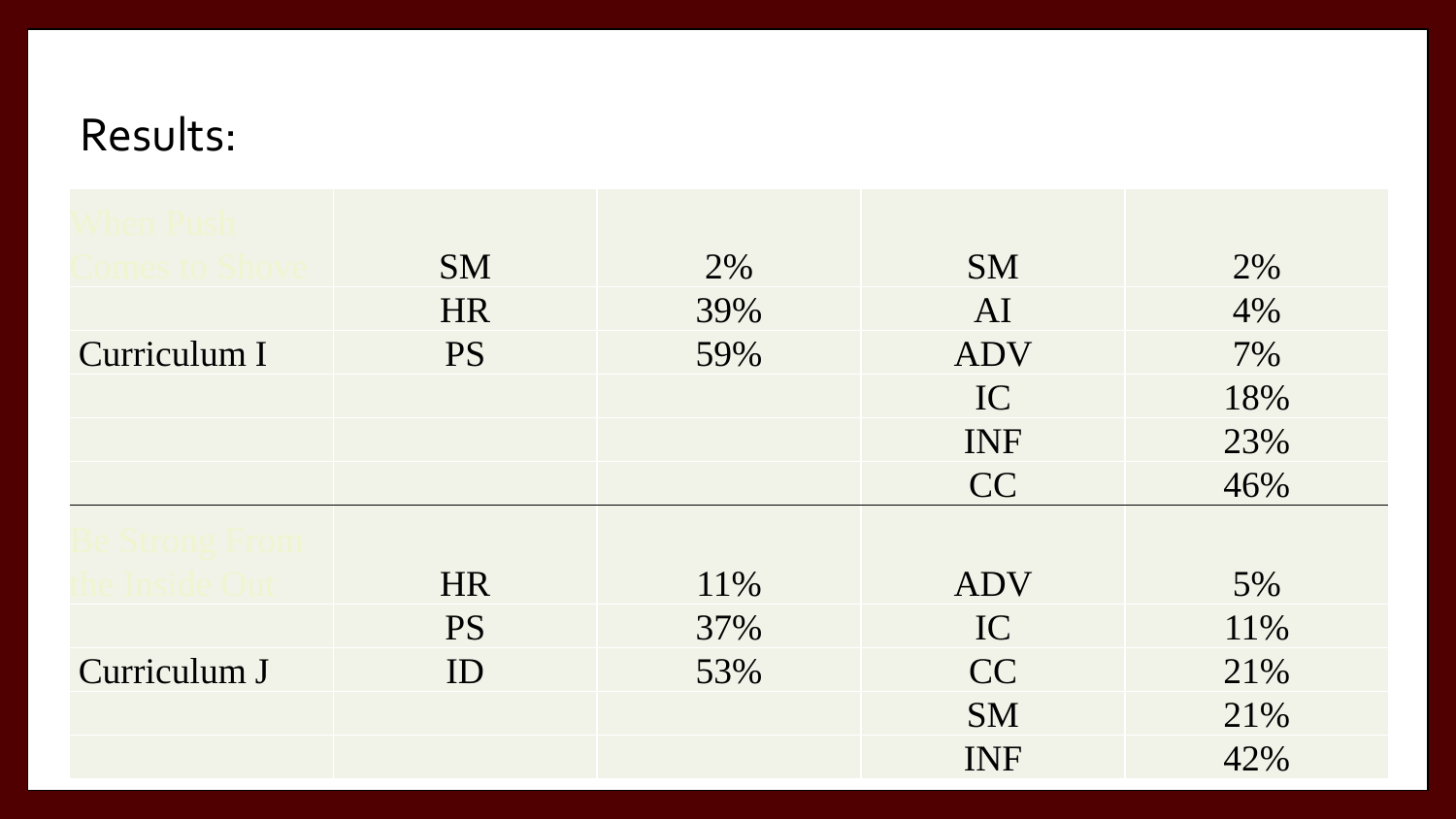## Results:

| When Push Comes to Shove | SM | 2% | SM | 2% |
|---|---|---|---|---|
| | HR | 39% | AI | 4% |
| Curriculum I | PS | 59% | ADV | 7% |
| | | | IC | 18% |
| | | | INF | 23% |
| | | | CC | 46% |
| Be Strong From the Inside Out | HR | 11% | ADV | 5% |
| | PS | 37% | IC | 11% |
| Curriculum J | ID | 53% | CC | 21% |
| | | | SM | 21% |
| | | | INF | 42% |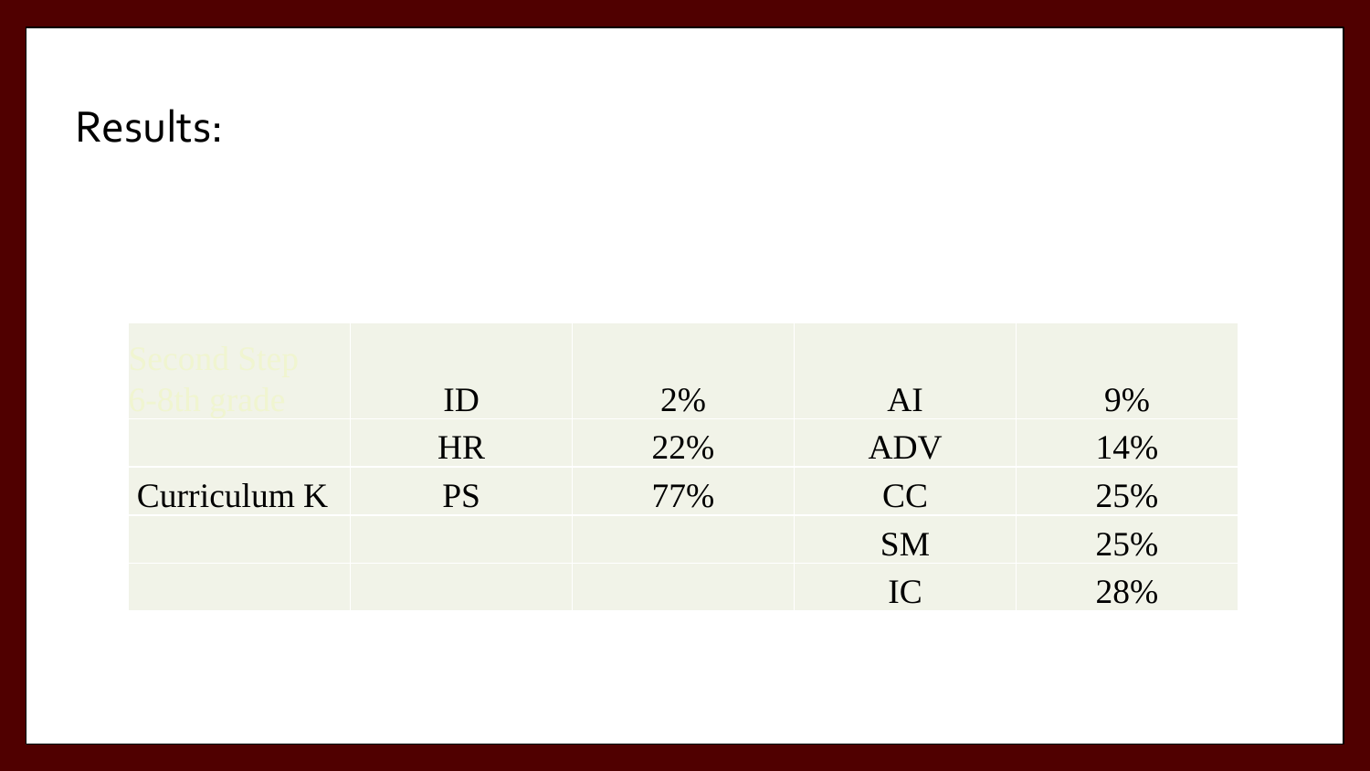# Results:

| Second Step 6-8th grade | ID | 2% | AI | 9% |
|---|---|---|---|---|
| | HR | 22% | ADV | 14% |
| Curriculum K | PS | 77% | CC | 25% |
| | | | SM | 25% |
| | | | IC | 28% |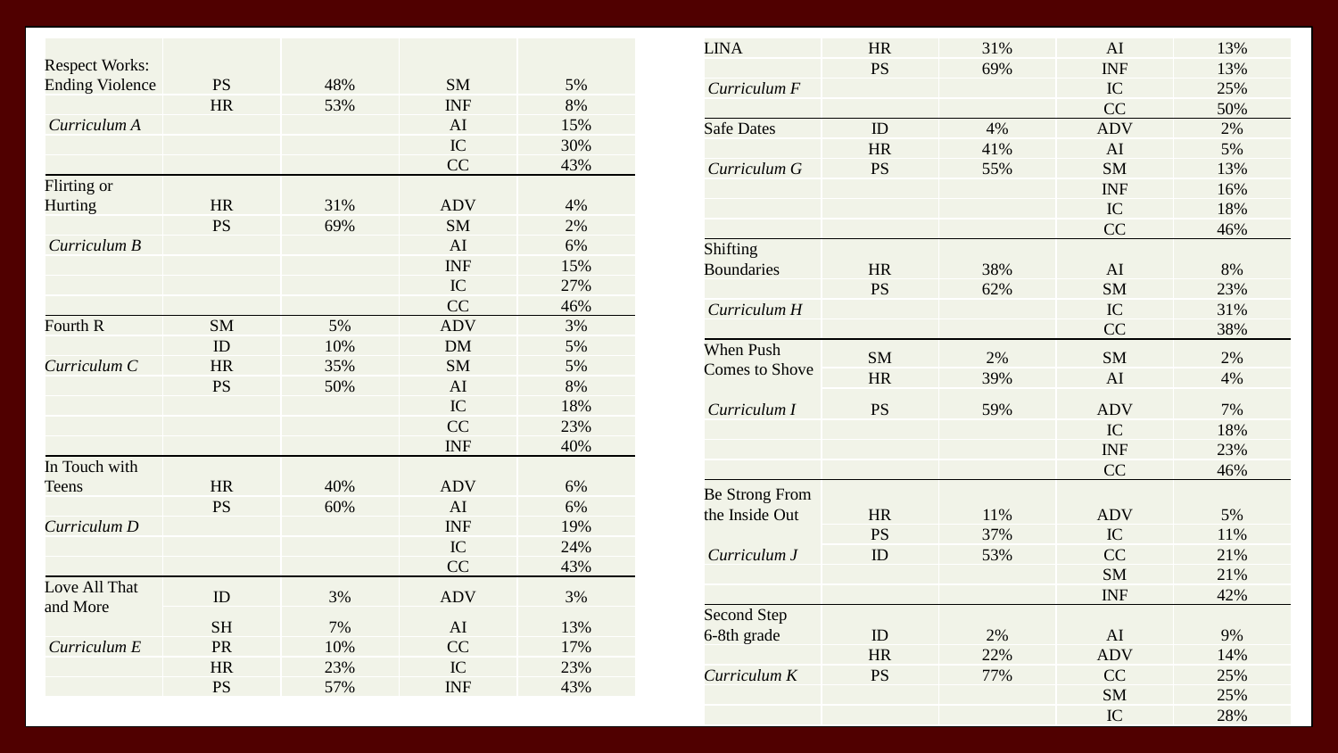| Curriculum | | | | |
|---|---|---|---|---|
| Respect Works: Ending Violence | PS | 48% | SM | 5% |
| | HR | 53% | INF | 8% |
| *Curriculum A* | | | AI | 15% |
| | | | IC | 30% |
| | | | CC | 43% |
| Flirting or Hurting | HR | 31% | ADV | 4% |
| | PS | 69% | SM | 2% |
| *Curriculum B* | | | AI | 6% |
| | | | INF | 15% |
| | | | IC | 27% |
| | | | CC | 46% |
| Fourth R | SM | 5% | ADV | 3% |
| | ID | 10% | DM | 5% |
| *Curriculum C* | HR | 35% | SM | 5% |
| | PS | 50% | AI | 8% |
| | | | IC | 18% |
| | | | CC | 23% |
| | | | INF | 40% |
| In Touch with Teens | HR | 40% | ADV | 6% |
| | PS | 60% | AI | 6% |
| *Curriculum D* | | | INF | 19% |
| | | | IC | 24% |
| | | | CC | 43% |
| Love All That and More | ID | 3% | ADV | 3% |
| | SH | 7% | AI | 13% |
| *Curriculum E* | PR | 10% | CC | 17% |
| | HR | 23% | IC | 23% |
| | PS | 57% | INF | 43% |

| Curriculum | | | | |
|---|---|---|---|---|
| LINA | HR | 31% | AI | 13% |
| | PS | 69% | INF | 13% |
| *Curriculum F* | | | IC | 25% |
| | | | CC | 50% |
| Safe Dates | ID | 4% | ADV | 2% |
| | HR | 41% | AI | 5% |
| *Curriculum G* | PS | 55% | SM | 13% |
| | | | INF | 16% |
| | | | IC | 18% |
| | | | CC | 46% |
| Shifting Boundaries | HR | 38% | AI | 8% |
| | PS | 62% | SM | 23% |
| *Curriculum H* | | | IC | 31% |
| | | | CC | 38% |
| When Push Comes to Shove | SM | 2% | SM | 2% |
| | HR | 39% | AI | 4% |
| *Curriculum I* | PS | 59% | ADV | 7% |
| | | | IC | 18% |
| | | | INF | 23% |
| | | | CC | 46% |
| Be Strong From the Inside Out | HR | 11% | ADV | 5% |
| | PS | 37% | IC | 11% |
| *Curriculum J* | ID | 53% | CC | 21% |
| | | | SM | 21% |
| | | | INF | 42% |
| Second Step 6-8th grade | ID | 2% | AI | 9% |
| | HR | 22% | ADV | 14% |
| *Curriculum K* | PS | 77% | CC | 25% |
| | | | SM | 25% |
| | | | IC | 28% |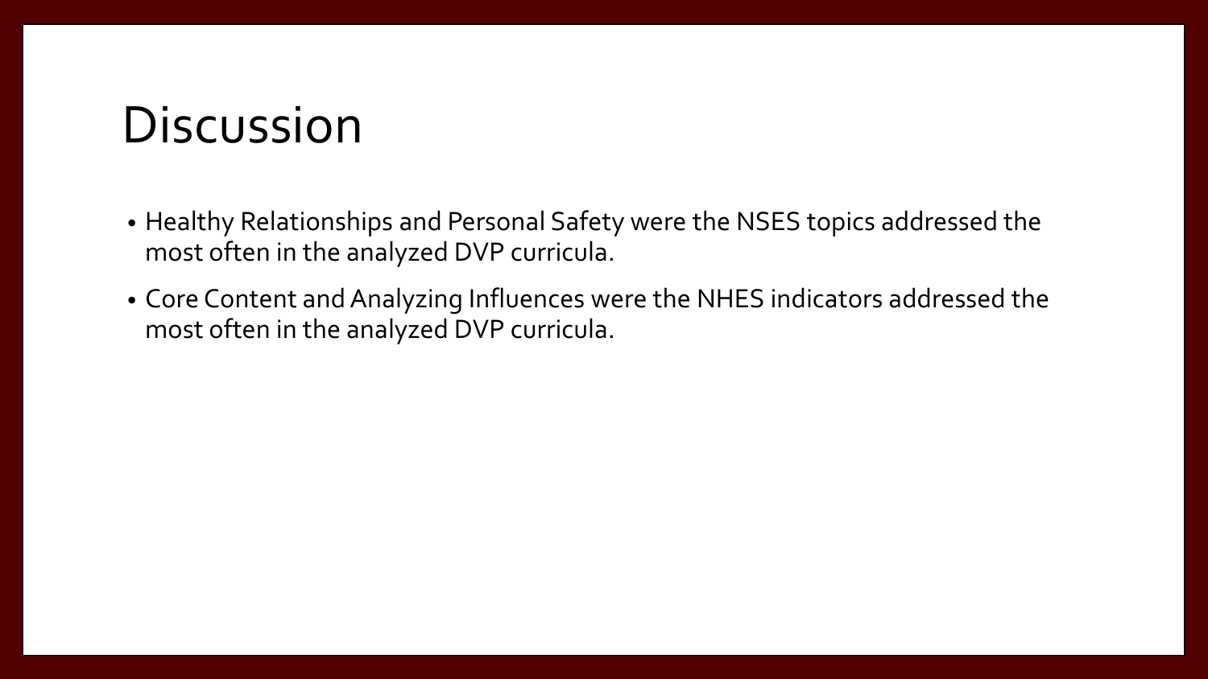# Discussion

- Healthy Relationships and Personal Safety were the NSES topics addressed the most often in the analyzed DVP curricula.
- Core Content and Analyzing Influences were the NHES indicators addressed the most often in the analyzed DVP curricula.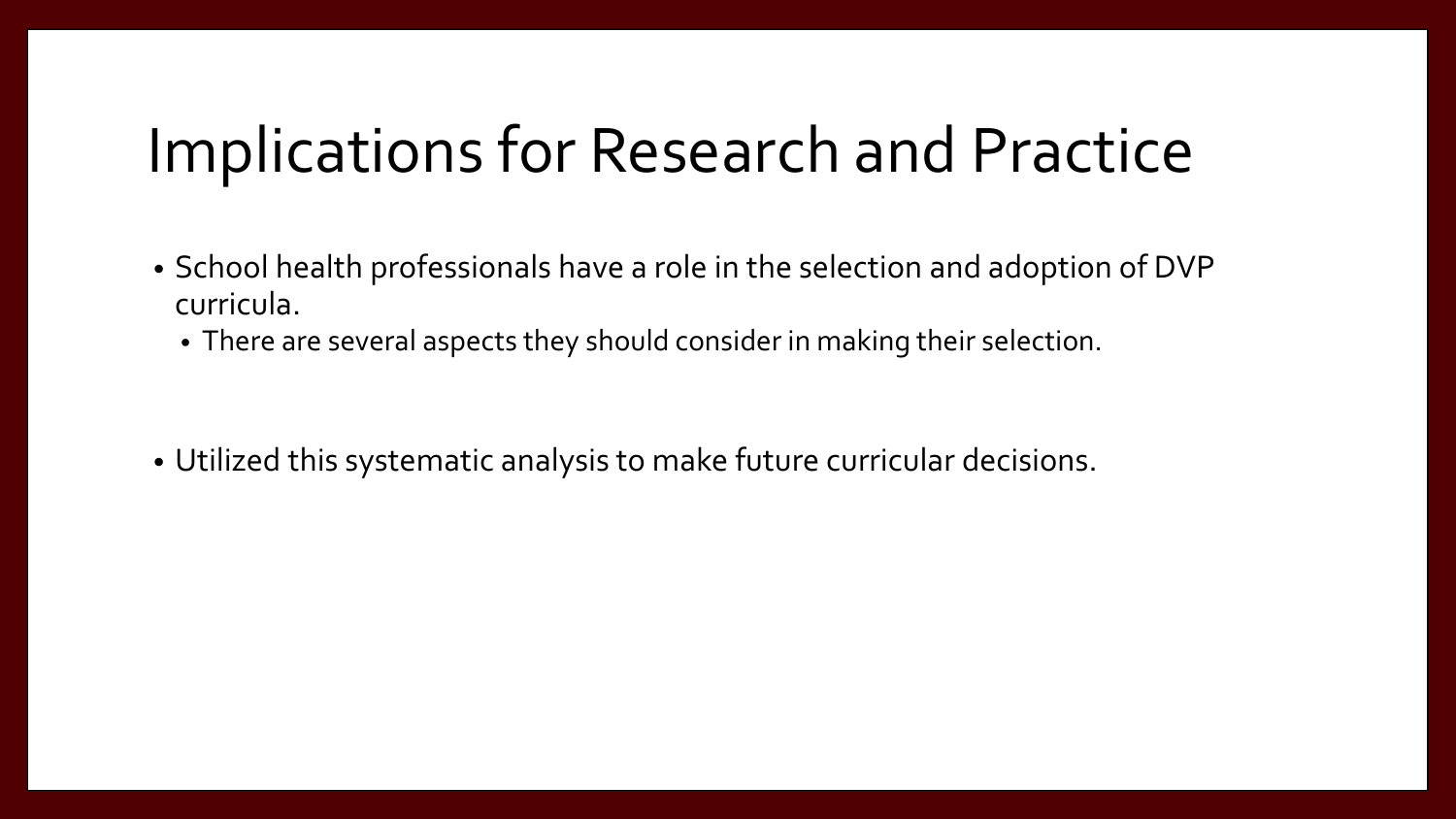# Implications for Research and Practice

- School health professionals have a role in the selection and adoption of DVP curricula.
  - There are several aspects they should consider in making their selection.
- Utilized this systematic analysis to make future curricular decisions.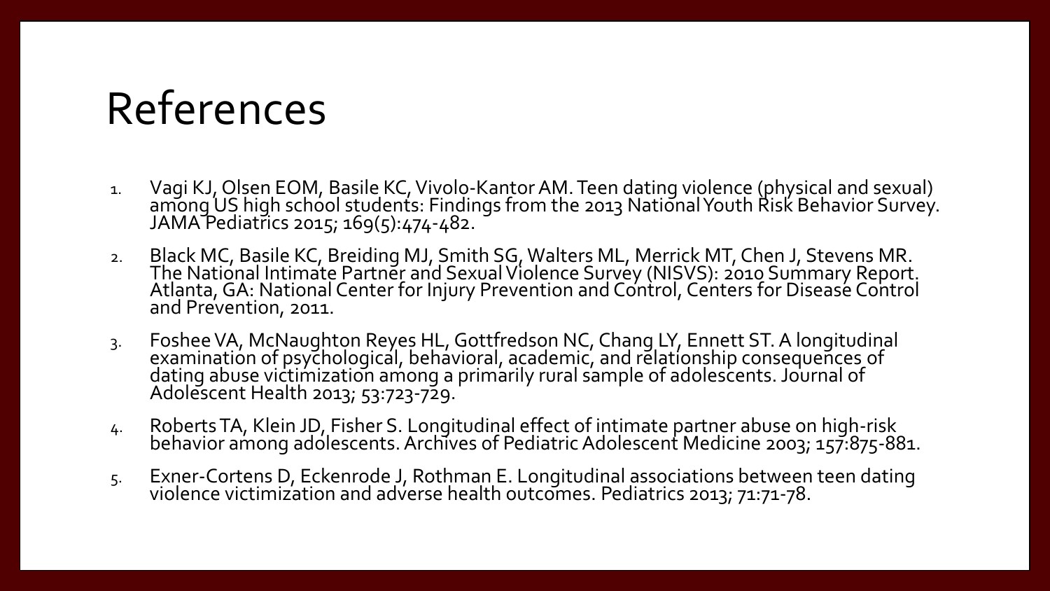# References

1. Vagi KJ, Olsen EOM, Basile KC, Vivolo-Kantor AM. Teen dating violence (physical and sexual) among US high school students: Findings from the 2013 National Youth Risk Behavior Survey. JAMA Pediatrics 2015; 169(5):474-482.
2. Black MC, Basile KC, Breiding MJ, Smith SG, Walters ML, Merrick MT, Chen J, Stevens MR. The National Intimate Partner and Sexual Violence Survey (NISVS): 2010 Summary Report. Atlanta, GA: National Center for Injury Prevention and Control, Centers for Disease Control and Prevention, 2011.
3. Foshee VA, McNaughton Reyes HL, Gottfredson NC, Chang LY, Ennett ST. A longitudinal examination of psychological, behavioral, academic, and relationship consequences of dating abuse victimization among a primarily rural sample of adolescents. Journal of Adolescent Health 2013; 53:723-729.
4. Roberts TA, Klein JD, Fisher S. Longitudinal effect of intimate partner abuse on high-risk behavior among adolescents. Archives of Pediatric Adolescent Medicine 2003; 157:875-881.
5. Exner-Cortens D, Eckenrode J, Rothman E. Longitudinal associations between teen dating violence victimization and adverse health outcomes. Pediatrics 2013; 71:71-78.